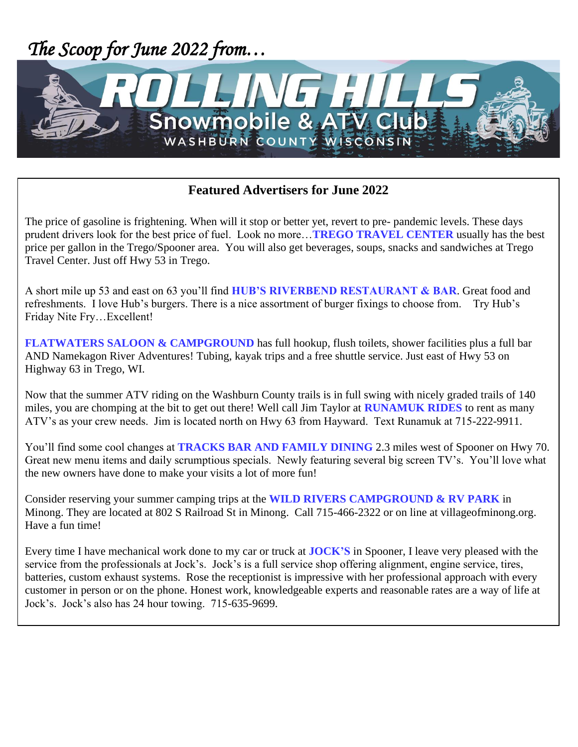*The Scoop for June 2022 from…*

# ROLLING HILLS

## Snowmobile & ATV Club

WASHBURN COUNTY WISCONSIN

### Featured Advertisers for June 2022

The price of gasoline is frightening. When will it stop or better yet, revert to pre- pandemic levels. These days prudent drivers look for the best price of fuel. Look no more…**TREGO TRAVEL CENTER** usually has the best price per gallon in the Trego/Spooner area. You will also get beverages, soups, snacks and sandwiches at Trego Travel Center. Just off Hwy 53 in Trego.

A short mile up 53 and east on 63 you'll find **HUB'S RIVERBEND RESTAURANT & BAR**. Great food and refreshments. I love Hub's burgers. There is a nice assortment of burger fixings to choose from. Try Hub's Friday Nite Fry…Excellent!

**FLATWATERS SALOON & CAMPGROUND** has full hookup, flush toilets, shower facilities plus a full bar AND Namekagon River Adventures! Tubing, kayak trips and a free shuttle service. Just east of Hwy 53 on Highway 63 in Trego, WI.

Now that the summer ATV riding on the Washburn County trails is in full swing with nicely graded trails of 140 miles, you are chomping at the bit to get out there! Well call Jim Taylor at **RUNAMUK RIDES** to rent as many ATV's as your crew needs. Jim is located north on Hwy 63 from Hayward. Text Runamuk at 715-222-9911.

You'll find some cool changes at **TRACKS BAR AND FAMILY DINING** 2.3 miles west of Spooner on Hwy 70. Great new menu items and daily scrumptious specials. Newly featuring several big screen TV's. You'll love what the new owners have done to make your visits a lot of more fun!

Consider reserving your summer camping trips at the **WILD RIVERS CAMPGROUND & RV PARK** in Minong. They are located at 802 S Railroad St in Minong. Call 715-466-2322 or on line at villageofminong.org. Have a fun time!

Every time I have mechanical work done to my car or truck at **JOCK'S** in Spooner, I leave very pleased with the service from the professionals at Jock's. Jock's is a full service shop offering alignment, engine service, tires, batteries, custom exhaust systems. Rose the receptionist is impressive with her professional approach with every customer in person or on the phone. Honest work, knowledgeable experts and reasonable rates are a way of life at Jock's. Jock's also has 24 hour towing. 715-635-9699.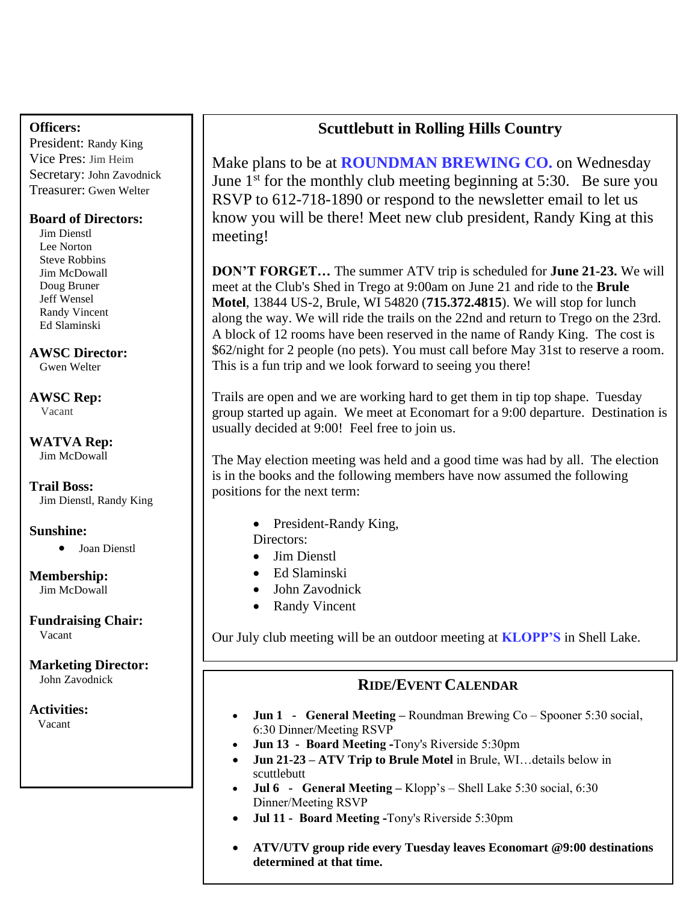**Officers:**

President: Randy King
Vice Pres: Jim Heim
Secretary: John Zavodnick
Treasurer: Gwen Welter

**Board of Directors:**

Jim Dienstl
Lee Norton
Steve Robbins
Jim McDowall
Doug Bruner
Jeff Wensel
Randy Vincent
Ed Slaminski

**AWSC Director:**

Gwen Welter

**AWSC Rep:**

Vacant

**WATVA Rep:**

Jim McDowall

**Trail Boss:**

Jim Dienstl, Randy King

**Sunshine:**

- Joan Dienstl

**Membership:**

Jim McDowall

**Fundraising Chair:**

Vacant

**Marketing Director:**

John Zavodnick

**Activities:**

Vacant

## Scuttlebutt in Rolling Hills Country

Make plans to be at **ROUNDMAN BREWING CO.** on Wednesday June 1st for the monthly club meeting beginning at 5:30. Be sure you RSVP to 612-718-1890 or respond to the newsletter email to let us know you will be there! Meet new club president, Randy King at this meeting!

**DON'T FORGET…** The summer ATV trip is scheduled for **June 21-23.** We will meet at the Club's Shed in Trego at 9:00am on June 21 and ride to the **Brule Motel**, 13844 US-2, Brule, WI 54820 (**715.372.4815**). We will stop for lunch along the way. We will ride the trails on the 22nd and return to Trego on the 23rd. A block of 12 rooms have been reserved in the name of Randy King. The cost is $62/night for 2 people (no pets). You must call before May 31st to reserve a room. This is a fun trip and we look forward to seeing you there!

Trails are open and we are working hard to get them in tip top shape. Tuesday group started up again. We meet at Economart for a 9:00 departure. Destination is usually decided at 9:00! Feel free to join us.

The May election meeting was held and a good time was had by all. The election is in the books and the following members have now assumed the following positions for the next term:

- President-Randy King,

Directors:

- Jim Dienstl
- Ed Slaminski
- John Zavodnick
- Randy Vincent

Our July club meeting will be an outdoor meeting at **KLOPP'S** in Shell Lake.

## RIDE/EVENT CALENDAR

- **Jun 1 - General Meeting –** Roundman Brewing Co – Spooner 5:30 social, 6:30 Dinner/Meeting RSVP
- **Jun 13 - Board Meeting -**Tony's Riverside 5:30pm
- **Jun 21-23 – ATV Trip to Brule Motel** in Brule, WI…details below in scuttlebutt
- **Jul 6 - General Meeting –** Klopp's – Shell Lake 5:30 social, 6:30 Dinner/Meeting RSVP
- **Jul 11 - Board Meeting -**Tony's Riverside 5:30pm
- **ATV/UTV group ride every Tuesday leaves Economart @9:00 destinations determined at that time.**